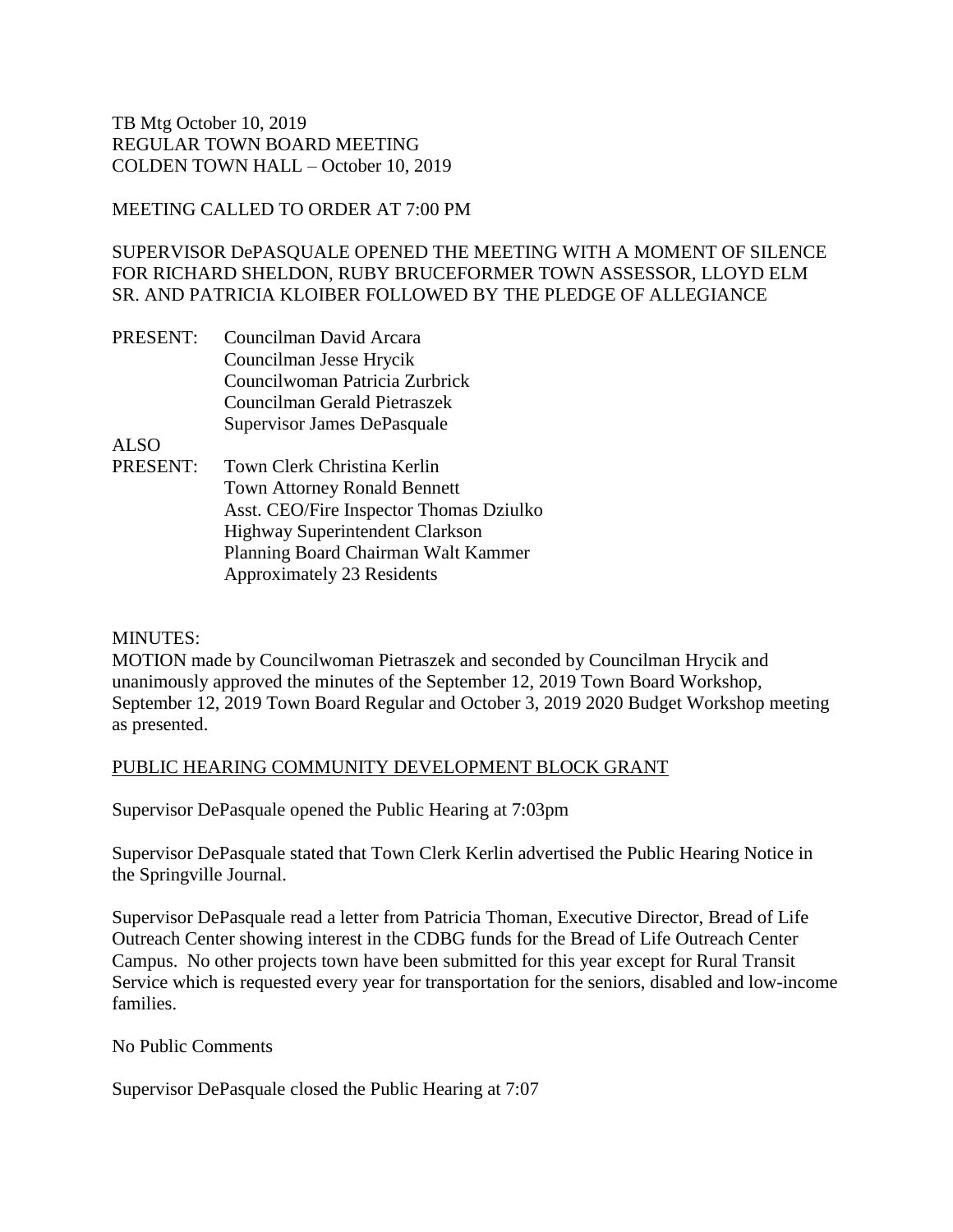TB Mtg October 10, 2019
REGULAR TOWN BOARD MEETING
COLDEN TOWN HALL – October 10, 2019

MEETING CALLED TO ORDER AT 7:00 PM

SUPERVISOR DePASQUALE OPENED THE MEETING WITH A MOMENT OF SILENCE FOR RICHARD SHELDON, RUBY BRUCEFORMER TOWN ASSESSOR, LLOYD ELM SR. AND PATRICIA KLOIBER FOLLOWED BY THE PLEDGE OF ALLEGIANCE

PRESENT:
- Councilman David Arcara
- Councilman Jesse Hrycik
- Councilwoman Patricia Zurbrick
- Councilman Gerald Pietraszek
- Supervisor James DePasquale

ALSO PRESENT:
- Town Clerk Christina Kerlin
- Town Attorney Ronald Bennett
- Asst. CEO/Fire Inspector Thomas Dziulko
- Highway Superintendent Clarkson
- Planning Board Chairman Walt Kammer
- Approximately 23 Residents

MINUTES:
MOTION made by Councilwoman Pietraszek and seconded by Councilman Hrycik and unanimously approved the minutes of the September 12, 2019 Town Board Workshop, September 12, 2019 Town Board Regular and October 3, 2019 2020 Budget Workshop meeting as presented.

PUBLIC HEARING COMMUNITY DEVELOPMENT BLOCK GRANT

Supervisor DePasquale opened the Public Hearing at 7:03pm

Supervisor DePasquale stated that Town Clerk Kerlin advertised the Public Hearing Notice in the Springville Journal.

Supervisor DePasquale read a letter from Patricia Thoman, Executive Director, Bread of Life Outreach Center showing interest in the CDBG funds for the Bread of Life Outreach Center Campus. No other projects town have been submitted for this year except for Rural Transit Service which is requested every year for transportation for the seniors, disabled and low-income families.

No Public Comments

Supervisor DePasquale closed the Public Hearing at 7:07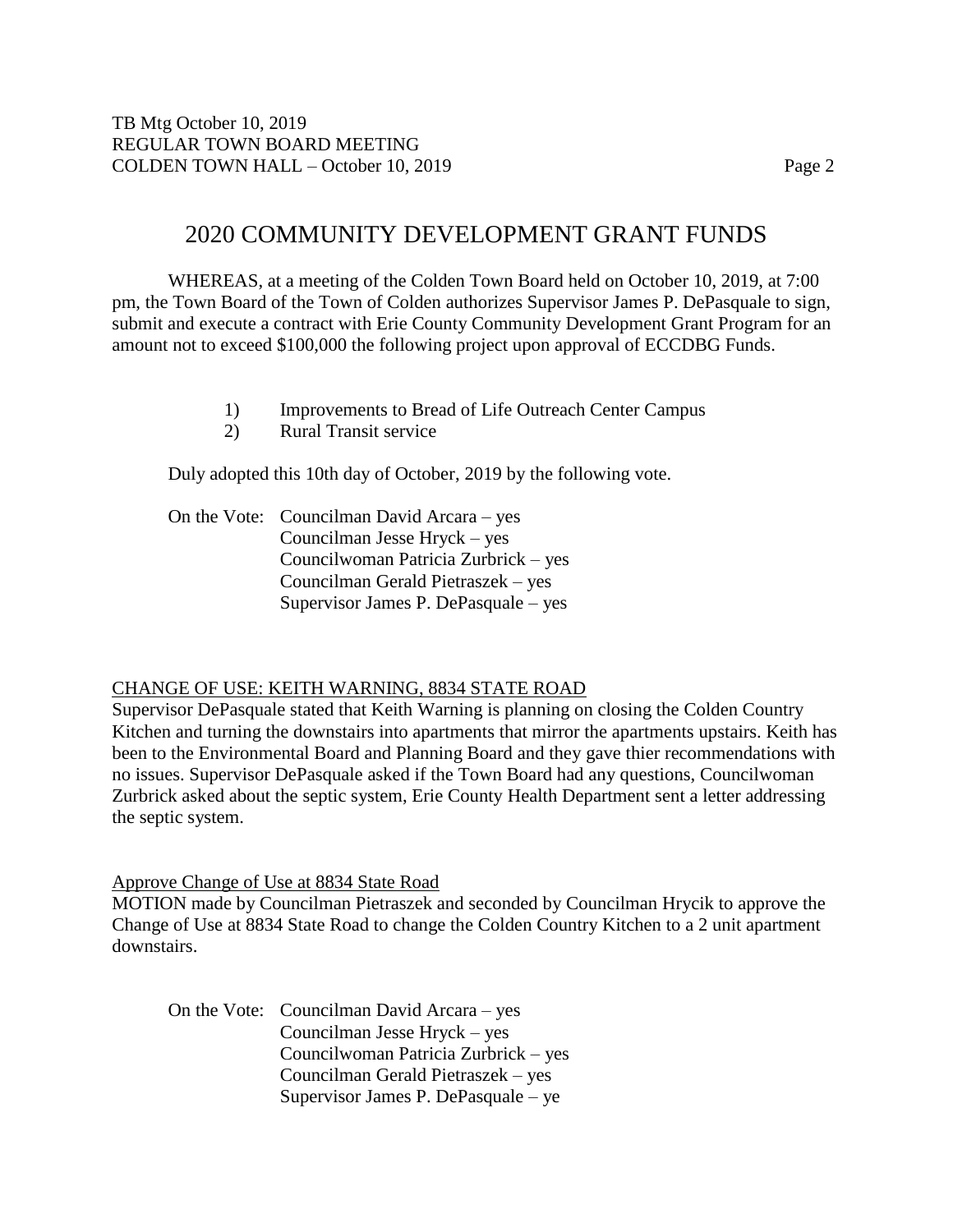# 2020 COMMUNITY DEVELOPMENT GRANT FUNDS

WHEREAS, at a meeting of the Colden Town Board held on October 10, 2019, at 7:00 pm, the Town Board of the Town of Colden authorizes Supervisor James P. DePasquale to sign, submit and execute a contract with Erie County Community Development Grant Program for an amount not to exceed $100,000 the following project upon approval of ECCDBG Funds.

1) Improvements to Bread of Life Outreach Center Campus
2) Rural Transit service

Duly adopted this 10th day of October, 2019 by the following vote.

On the Vote: Councilman David Arcara – yes
Councilman Jesse Hryck – yes
Councilwoman Patricia Zurbrick – yes
Councilman Gerald Pietraszek – yes
Supervisor James P. DePasquale – yes

CHANGE OF USE: KEITH WARNING, 8834 STATE ROAD

Supervisor DePasquale stated that Keith Warning is planning on closing the Colden Country Kitchen and turning the downstairs into apartments that mirror the apartments upstairs. Keith has been to the Environmental Board and Planning Board and they gave thier recommendations with no issues. Supervisor DePasquale asked if the Town Board had any questions, Councilwoman Zurbrick asked about the septic system, Erie County Health Department sent a letter addressing the septic system.

Approve Change of Use at 8834 State Road

MOTION made by Councilman Pietraszek and seconded by Councilman Hrycik to approve the Change of Use at 8834 State Road to change the Colden Country Kitchen to a 2 unit apartment downstairs.

On the Vote: Councilman David Arcara – yes
Councilman Jesse Hryck – yes
Councilwoman Patricia Zurbrick – yes
Councilman Gerald Pietraszek – yes
Supervisor James P. DePasquale – ye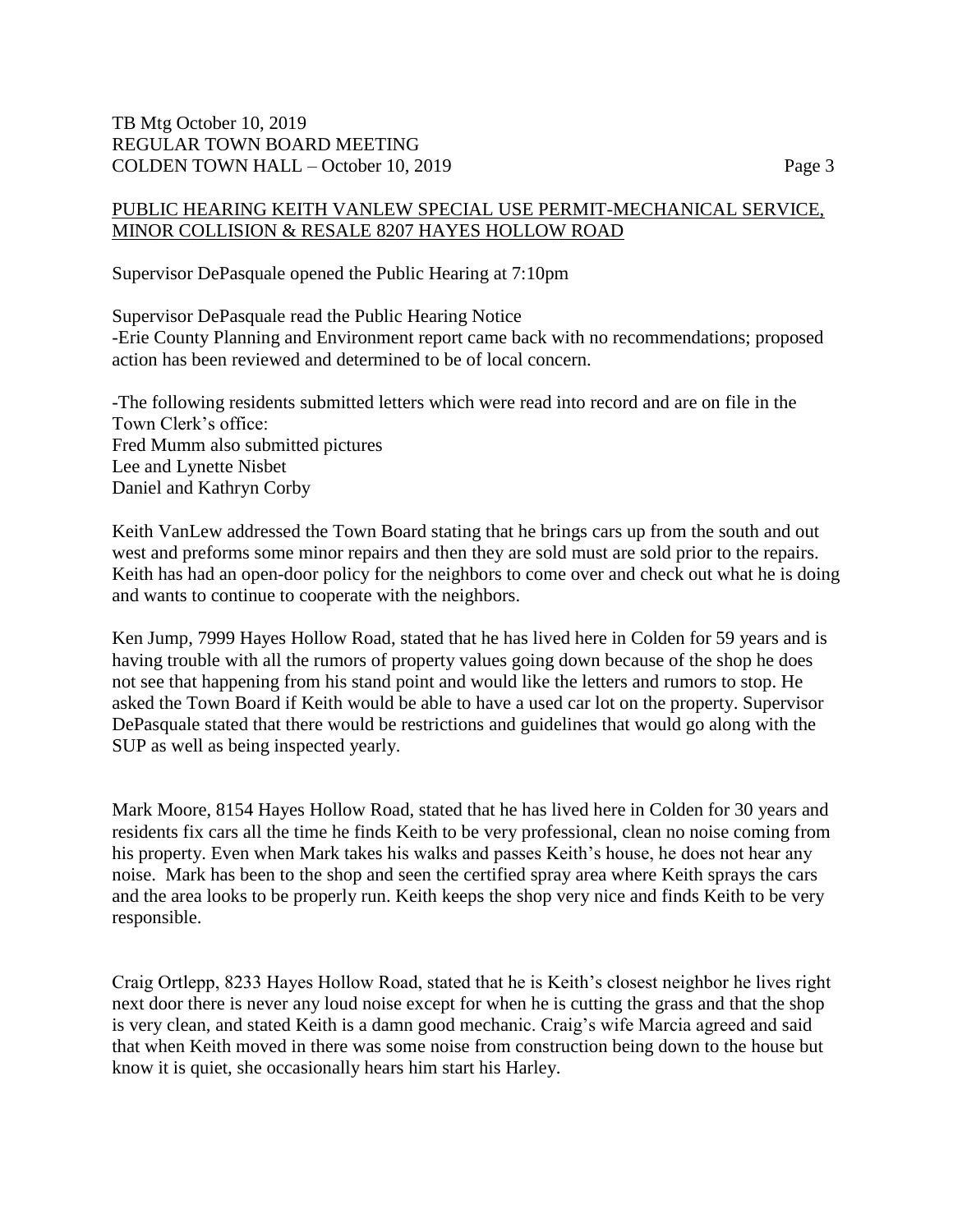## PUBLIC HEARING KEITH VANLEW SPECIAL USE PERMIT-MECHANICAL SERVICE, MINOR COLLISION & RESALE 8207 HAYES HOLLOW ROAD

Supervisor DePasquale opened the Public Hearing at 7:10pm

Supervisor DePasquale read the Public Hearing Notice
-Erie County Planning and Environment report came back with no recommendations; proposed action has been reviewed and determined to be of local concern.

-The following residents submitted letters which were read into record and are on file in the Town Clerk's office:
Fred Mumm also submitted pictures
Lee and Lynette Nisbet
Daniel and Kathryn Corby

Keith VanLew addressed the Town Board stating that he brings cars up from the south and out west and preforms some minor repairs and then they are sold must are sold prior to the repairs. Keith has had an open-door policy for the neighbors to come over and check out what he is doing and wants to continue to cooperate with the neighbors.

Ken Jump, 7999 Hayes Hollow Road, stated that he has lived here in Colden for 59 years and is having trouble with all the rumors of property values going down because of the shop he does not see that happening from his stand point and would like the letters and rumors to stop. He asked the Town Board if Keith would be able to have a used car lot on the property. Supervisor DePasquale stated that there would be restrictions and guidelines that would go along with the SUP as well as being inspected yearly.

Mark Moore, 8154 Hayes Hollow Road, stated that he has lived here in Colden for 30 years and residents fix cars all the time he finds Keith to be very professional, clean no noise coming from his property. Even when Mark takes his walks and passes Keith's house, he does not hear any noise. Mark has been to the shop and seen the certified spray area where Keith sprays the cars and the area looks to be properly run. Keith keeps the shop very nice and finds Keith to be very responsible.

Craig Ortlepp, 8233 Hayes Hollow Road, stated that he is Keith's closest neighbor he lives right next door there is never any loud noise except for when he is cutting the grass and that the shop is very clean, and stated Keith is a damn good mechanic. Craig's wife Marcia agreed and said that when Keith moved in there was some noise from construction being down to the house but know it is quiet, she occasionally hears him start his Harley.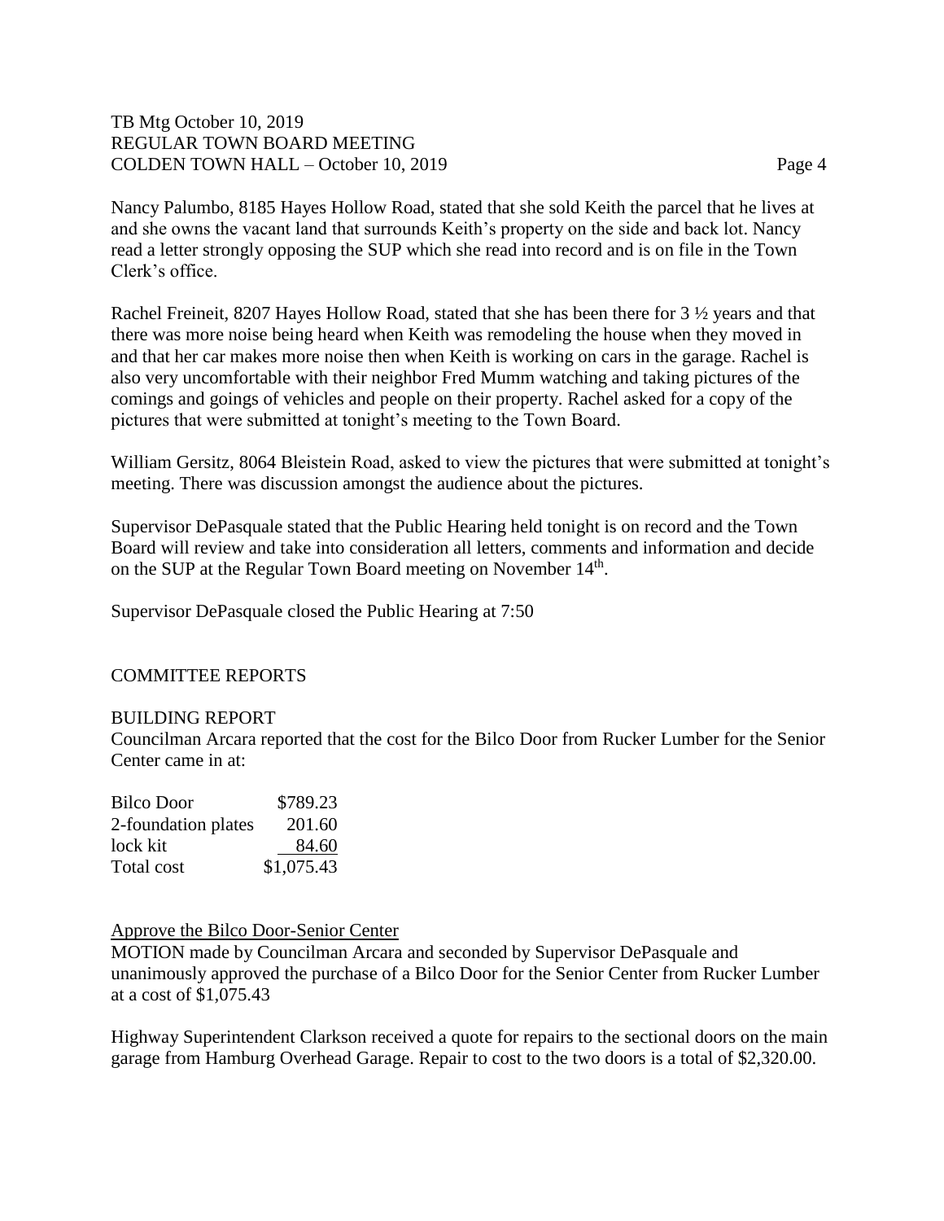Nancy Palumbo, 8185 Hayes Hollow Road, stated that she sold Keith the parcel that he lives at and she owns the vacant land that surrounds Keith's property on the side and back lot. Nancy read a letter strongly opposing the SUP which she read into record and is on file in the Town Clerk's office.

Rachel Freineit, 8207 Hayes Hollow Road, stated that she has been there for 3 ½ years and that there was more noise being heard when Keith was remodeling the house when they moved in and that her car makes more noise then when Keith is working on cars in the garage. Rachel is also very uncomfortable with their neighbor Fred Mumm watching and taking pictures of the comings and goings of vehicles and people on their property. Rachel asked for a copy of the pictures that were submitted at tonight's meeting to the Town Board.

William Gersitz, 8064 Bleistein Road, asked to view the pictures that were submitted at tonight's meeting. There was discussion amongst the audience about the pictures.

Supervisor DePasquale stated that the Public Hearing held tonight is on record and the Town Board will review and take into consideration all letters, comments and information and decide on the SUP at the Regular Town Board meeting on November 14th.

Supervisor DePasquale closed the Public Hearing at 7:50

COMMITTEE REPORTS

BUILDING REPORT

Councilman Arcara reported that the cost for the Bilco Door from Rucker Lumber for the Senior Center came in at:

| | |
|---|---|
| Bilco Door | \$789.23 |
| 2-foundation plates | 201.60 |
| lock kit | 84.60 |
| Total cost | \$1,075.43 |

Approve the Bilco Door-Senior Center

MOTION made by Councilman Arcara and seconded by Supervisor DePasquale and unanimously approved the purchase of a Bilco Door for the Senior Center from Rucker Lumber at a cost of \$1,075.43

Highway Superintendent Clarkson received a quote for repairs to the sectional doors on the main garage from Hamburg Overhead Garage. Repair to cost to the two doors is a total of \$2,320.00.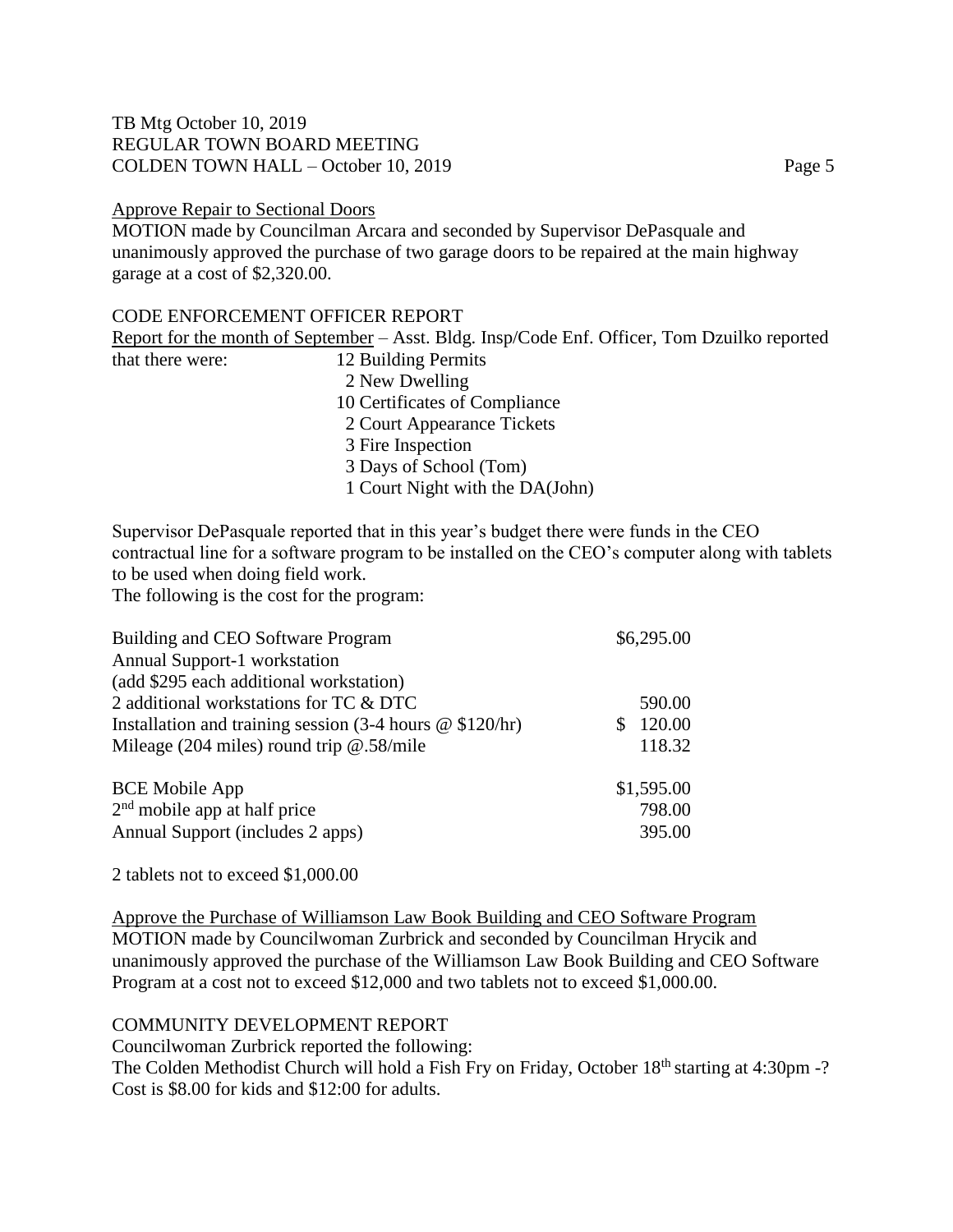Approve Repair to Sectional Doors

MOTION made by Councilman Arcara and seconded by Supervisor DePasquale and unanimously approved the purchase of two garage doors to be repaired at the main highway garage at a cost of $2,320.00.

CODE ENFORCEMENT OFFICER REPORT

Report for the month of September – Asst. Bldg. Insp/Code Enf. Officer, Tom Dzuilko reported that there were:

- 12 Building Permits
- 2 New Dwelling
- 10 Certificates of Compliance
- 2 Court Appearance Tickets
- 3 Fire Inspection
- 3 Days of School (Tom)
- 1 Court Night with the DA(John)

Supervisor DePasquale reported that in this year's budget there were funds in the CEO contractual line for a software program to be installed on the CEO's computer along with tablets to be used when doing field work.
The following is the cost for the program:

| | |
|---|---|
| Building and CEO Software Program | $6,295.00 |
| Annual Support-1 workstation | |
| (add $295 each additional workstation) | |
| 2 additional workstations for TC & DTC | 590.00 |
| Installation and training session (3-4 hours @ $120/hr) | $ 120.00 |
| Mileage (204 miles) round trip @.58/mile | 118.32 |
| | |
| BCE Mobile App | $1,595.00 |
| 2nd mobile app at half price | 798.00 |
| Annual Support (includes 2 apps) | 395.00 |

2 tablets not to exceed $1,000.00

Approve the Purchase of Williamson Law Book Building and CEO Software Program

MOTION made by Councilwoman Zurbrick and seconded by Councilman Hrycik and unanimously approved the purchase of the Williamson Law Book Building and CEO Software Program at a cost not to exceed $12,000 and two tablets not to exceed $1,000.00.

COMMUNITY DEVELOPMENT REPORT

Councilwoman Zurbrick reported the following:
The Colden Methodist Church will hold a Fish Fry on Friday, October 18th starting at 4:30pm -? Cost is $8.00 for kids and $12:00 for adults.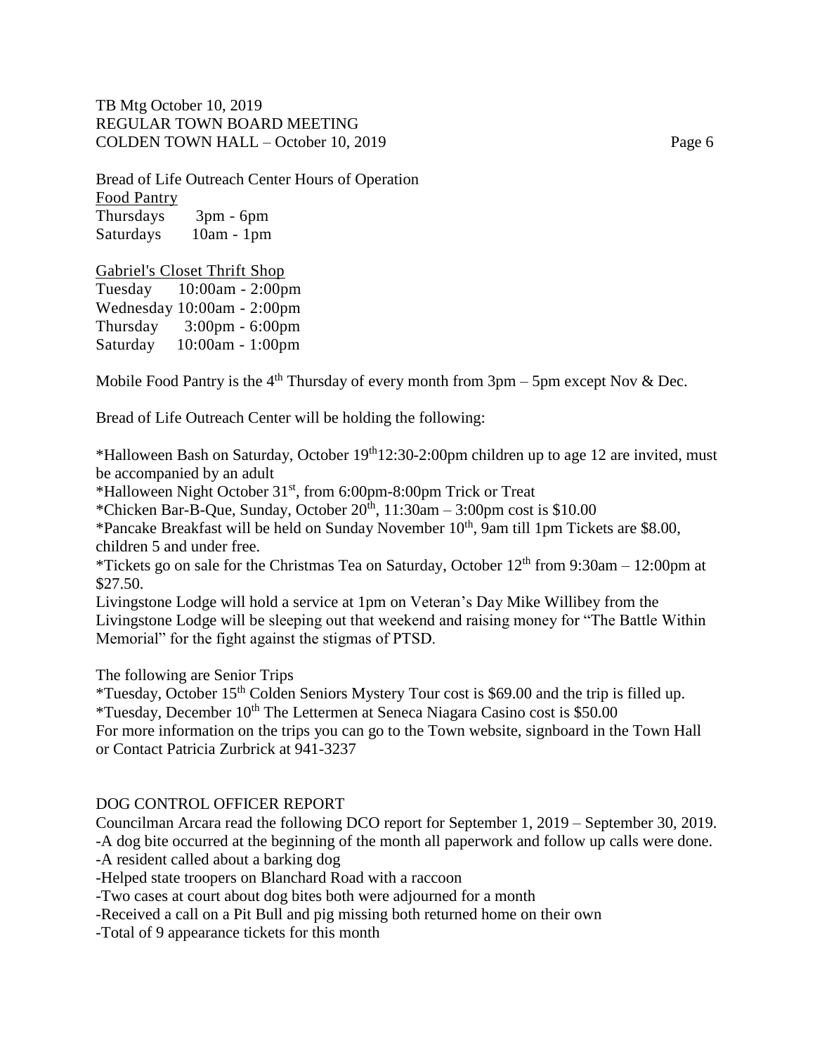Bread of Life Outreach Center Hours of Operation

Food Pantry

Thursdays 3pm - 6pm
Saturdays 10am - 1pm

Gabriel's Closet Thrift Shop

Tuesday 10:00am - 2:00pm
Wednesday 10:00am - 2:00pm
Thursday 3:00pm - 6:00pm
Saturday 10:00am - 1:00pm

Mobile Food Pantry is the 4th Thursday of every month from 3pm – 5pm except Nov & Dec.

Bread of Life Outreach Center will be holding the following:

*Halloween Bash on Saturday, October 19th 12:30-2:00pm children up to age 12 are invited, must be accompanied by an adult
*Halloween Night October 31st, from 6:00pm-8:00pm Trick or Treat
*Chicken Bar-B-Que, Sunday, October 20th, 11:30am – 3:00pm cost is $10.00
*Pancake Breakfast will be held on Sunday November 10th, 9am till 1pm Tickets are $8.00, children 5 and under free.
*Tickets go on sale for the Christmas Tea on Saturday, October 12th from 9:30am – 12:00pm at $27.50.
Livingstone Lodge will hold a service at 1pm on Veteran's Day Mike Willibey from the Livingstone Lodge will be sleeping out that weekend and raising money for "The Battle Within Memorial" for the fight against the stigmas of PTSD.

The following are Senior Trips
*Tuesday, October 15th Colden Seniors Mystery Tour cost is $69.00 and the trip is filled up.
*Tuesday, December 10th The Lettermen at Seneca Niagara Casino cost is $50.00
For more information on the trips you can go to the Town website, signboard in the Town Hall or Contact Patricia Zurbrick at 941-3237

DOG CONTROL OFFICER REPORT

Councilman Arcara read the following DCO report for September 1, 2019 – September 30, 2019.
-A dog bite occurred at the beginning of the month all paperwork and follow up calls were done.
-A resident called about a barking dog
-Helped state troopers on Blanchard Road with a raccoon
-Two cases at court about dog bites both were adjourned for a month
-Received a call on a Pit Bull and pig missing both returned home on their own
-Total of 9 appearance tickets for this month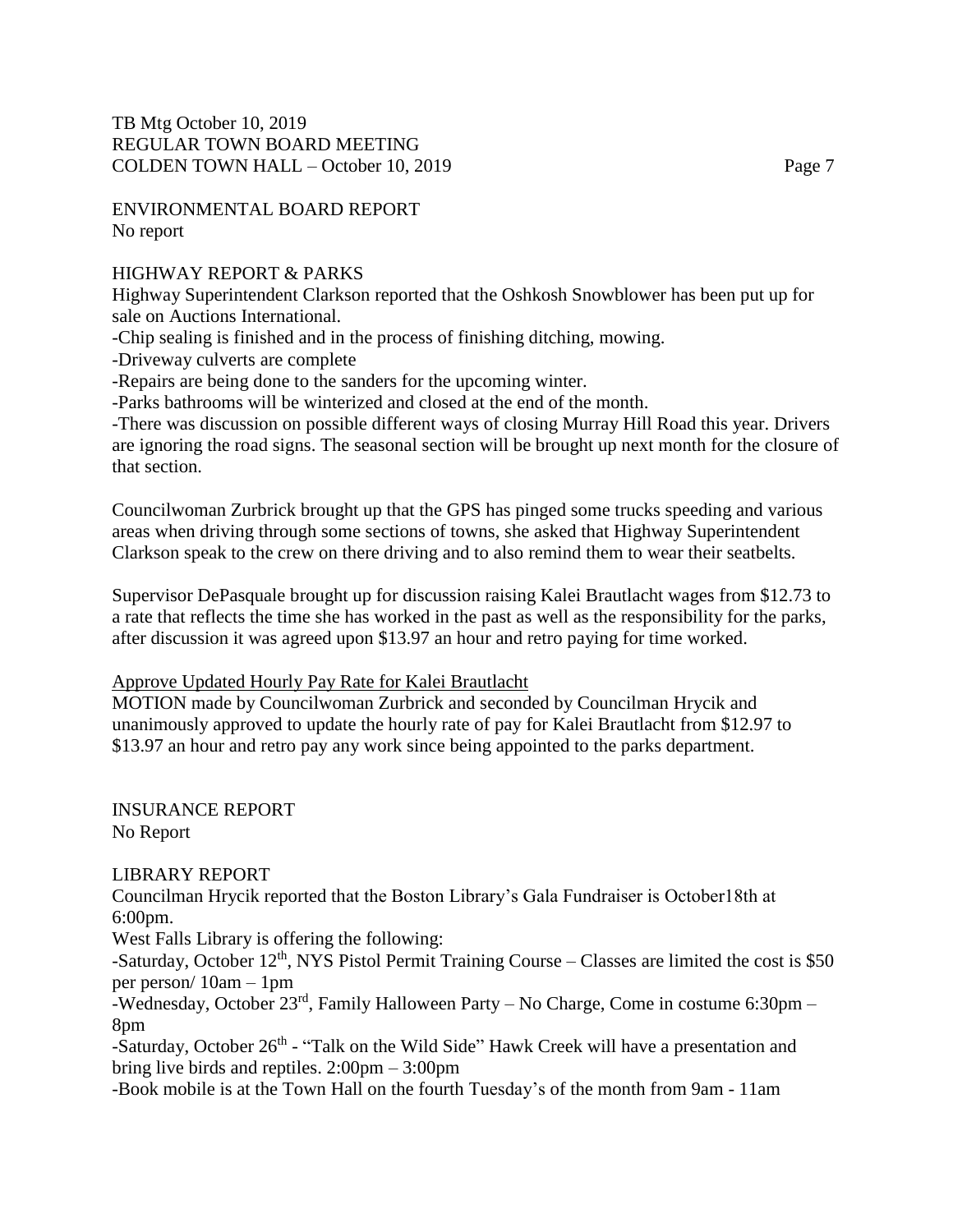## ENVIRONMENTAL BOARD REPORT

No report

## HIGHWAY REPORT & PARKS

Highway Superintendent Clarkson reported that the Oshkosh Snowblower has been put up for sale on Auctions International.

-Chip sealing is finished and in the process of finishing ditching, mowing.

-Driveway culverts are complete

-Repairs are being done to the sanders for the upcoming winter.

-Parks bathrooms will be winterized and closed at the end of the month.

-There was discussion on possible different ways of closing Murray Hill Road this year. Drivers are ignoring the road signs. The seasonal section will be brought up next month for the closure of that section.

Councilwoman Zurbrick brought up that the GPS has pinged some trucks speeding and various areas when driving through some sections of towns, she asked that Highway Superintendent Clarkson speak to the crew on there driving and to also remind them to wear their seatbelts.

Supervisor DePasquale brought up for discussion raising Kalei Brautlacht wages from $12.73 to a rate that reflects the time she has worked in the past as well as the responsibility for the parks, after discussion it was agreed upon $13.97 an hour and retro paying for time worked.

<u>Approve Updated Hourly Pay Rate for Kalei Brautlacht</u>

MOTION made by Councilwoman Zurbrick and seconded by Councilman Hrycik and unanimously approved to update the hourly rate of pay for Kalei Brautlacht from $12.97 to $13.97 an hour and retro pay any work since being appointed to the parks department.

## INSURANCE REPORT

No Report

## LIBRARY REPORT

Councilman Hrycik reported that the Boston Library's Gala Fundraiser is October18th at 6:00pm.

West Falls Library is offering the following:

-Saturday, October 12th, NYS Pistol Permit Training Course – Classes are limited the cost is $50 per person/ 10am – 1pm

-Wednesday, October 23rd, Family Halloween Party – No Charge, Come in costume 6:30pm – 8pm

-Saturday, October 26th - "Talk on the Wild Side" Hawk Creek will have a presentation and bring live birds and reptiles. 2:00pm – 3:00pm

-Book mobile is at the Town Hall on the fourth Tuesday's of the month from 9am - 11am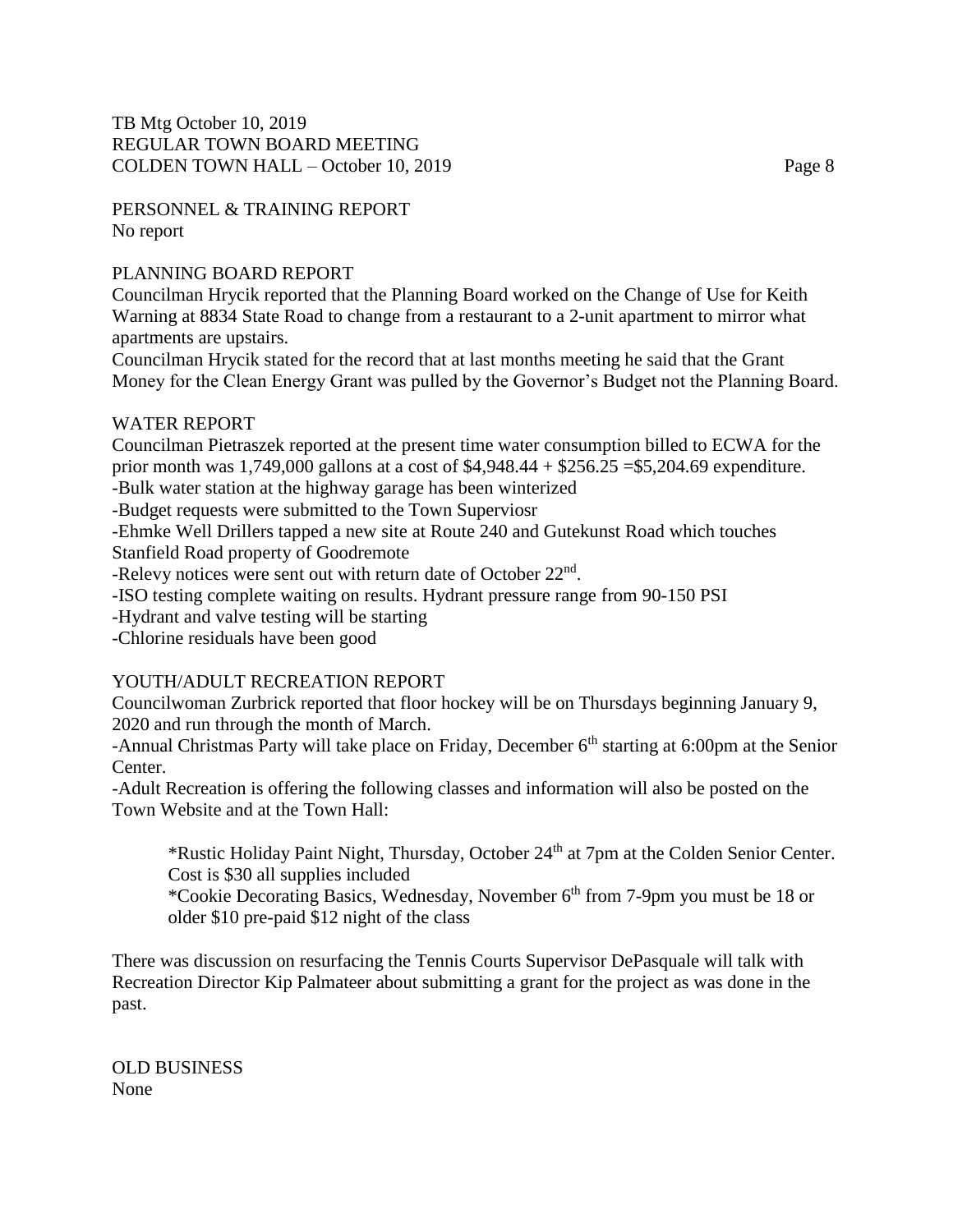PERSONNEL & TRAINING REPORT
No report

PLANNING BOARD REPORT
Councilman Hrycik reported that the Planning Board worked on the Change of Use for Keith Warning at 8834 State Road to change from a restaurant to a 2-unit apartment to mirror what apartments are upstairs.
Councilman Hrycik stated for the record that at last months meeting he said that the Grant Money for the Clean Energy Grant was pulled by the Governor's Budget not the Planning Board.

WATER REPORT
Councilman Pietraszek reported at the present time water consumption billed to ECWA for the prior month was 1,749,000 gallons at a cost of $4,948.44 + $256.25 =$5,204.69 expenditure.
-Bulk water station at the highway garage has been winterized
-Budget requests were submitted to the Town Superviosr
-Ehmke Well Drillers tapped a new site at Route 240 and Gutekunst Road which touches Stanfield Road property of Goodremote
-Relevy notices were sent out with return date of October 22nd.
-ISO testing complete waiting on results. Hydrant pressure range from 90-150 PSI
-Hydrant and valve testing will be starting
-Chlorine residuals have been good

YOUTH/ADULT RECREATION REPORT
Councilwoman Zurbrick reported that floor hockey will be on Thursdays beginning January 9, 2020 and run through the month of March.
-Annual Christmas Party will take place on Friday, December 6th starting at 6:00pm at the Senior Center.
-Adult Recreation is offering the following classes and information will also be posted on the Town Website and at the Town Hall:

> *Rustic Holiday Paint Night, Thursday, October 24th at 7pm at the Colden Senior Center. Cost is $30 all supplies included
> *Cookie Decorating Basics, Wednesday, November 6th from 7-9pm you must be 18 or older $10 pre-paid $12 night of the class

There was discussion on resurfacing the Tennis Courts Supervisor DePasquale will talk with Recreation Director Kip Palmateer about submitting a grant for the project as was done in the past.

OLD BUSINESS
None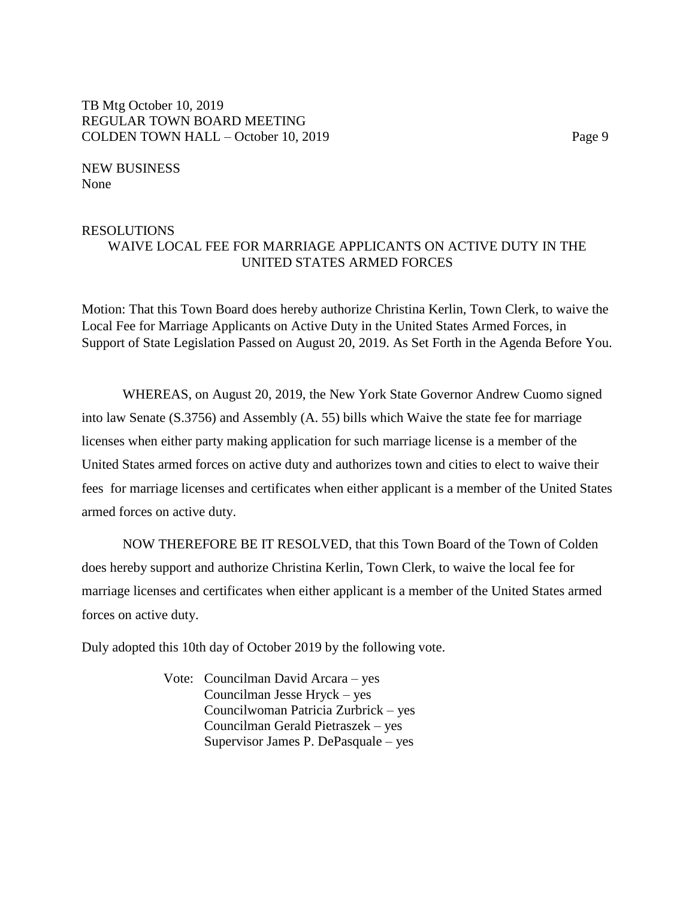NEW BUSINESS
None

## RESOLUTIONS

### WAIVE LOCAL FEE FOR MARRIAGE APPLICANTS ON ACTIVE DUTY IN THE UNITED STATES ARMED FORCES

Motion: That this Town Board does hereby authorize Christina Kerlin, Town Clerk, to waive the Local Fee for Marriage Applicants on Active Duty in the United States Armed Forces, in Support of State Legislation Passed on August 20, 2019. As Set Forth in the Agenda Before You.

WHEREAS, on August 20, 2019, the New York State Governor Andrew Cuomo signed into law Senate (S.3756) and Assembly (A. 55) bills which Waive the state fee for marriage licenses when either party making application for such marriage license is a member of the United States armed forces on active duty and authorizes town and cities to elect to waive their fees for marriage licenses and certificates when either applicant is a member of the United States armed forces on active duty.

NOW THEREFORE BE IT RESOLVED, that this Town Board of the Town of Colden does hereby support and authorize Christina Kerlin, Town Clerk, to waive the local fee for marriage licenses and certificates when either applicant is a member of the United States armed forces on active duty.

Duly adopted this 10th day of October 2019 by the following vote.

Vote: Councilman David Arcara – yes
Councilman Jesse Hryck – yes
Councilwoman Patricia Zurbrick – yes
Councilman Gerald Pietraszek – yes
Supervisor James P. DePasquale – yes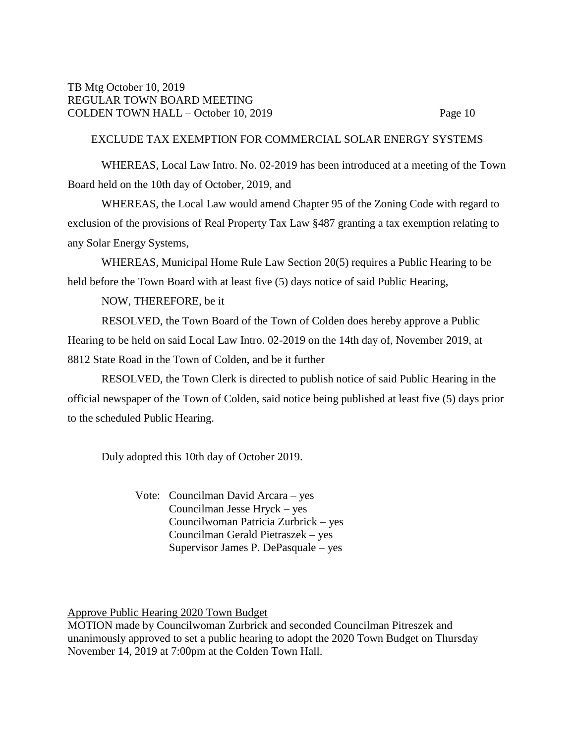EXCLUDE TAX EXEMPTION FOR COMMERCIAL SOLAR ENERGY SYSTEMS

WHEREAS, Local Law Intro. No. 02-2019 has been introduced at a meeting of the Town Board held on the 10th day of October, 2019, and

WHEREAS, the Local Law would amend Chapter 95 of the Zoning Code with regard to exclusion of the provisions of Real Property Tax Law §487 granting a tax exemption relating to any Solar Energy Systems,

WHEREAS, Municipal Home Rule Law Section 20(5) requires a Public Hearing to be held before the Town Board with at least five (5) days notice of said Public Hearing,

NOW, THEREFORE, be it

RESOLVED, the Town Board of the Town of Colden does hereby approve a Public Hearing to be held on said Local Law Intro. 02-2019 on the 14th day of, November 2019, at 8812 State Road in the Town of Colden, and be it further

RESOLVED, the Town Clerk is directed to publish notice of said Public Hearing in the official newspaper of the Town of Colden, said notice being published at least five (5) days prior to the scheduled Public Hearing.

Duly adopted this 10th day of October 2019.

Vote: Councilman David Arcara – yes
Councilman Jesse Hryck – yes
Councilwoman Patricia Zurbrick – yes
Councilman Gerald Pietraszek – yes
Supervisor James P. DePasquale – yes

Approve Public Hearing 2020 Town Budget

MOTION made by Councilwoman Zurbrick and seconded Councilman Pitreszek and unanimously approved to set a public hearing to adopt the 2020 Town Budget on Thursday November 14, 2019 at 7:00pm at the Colden Town Hall.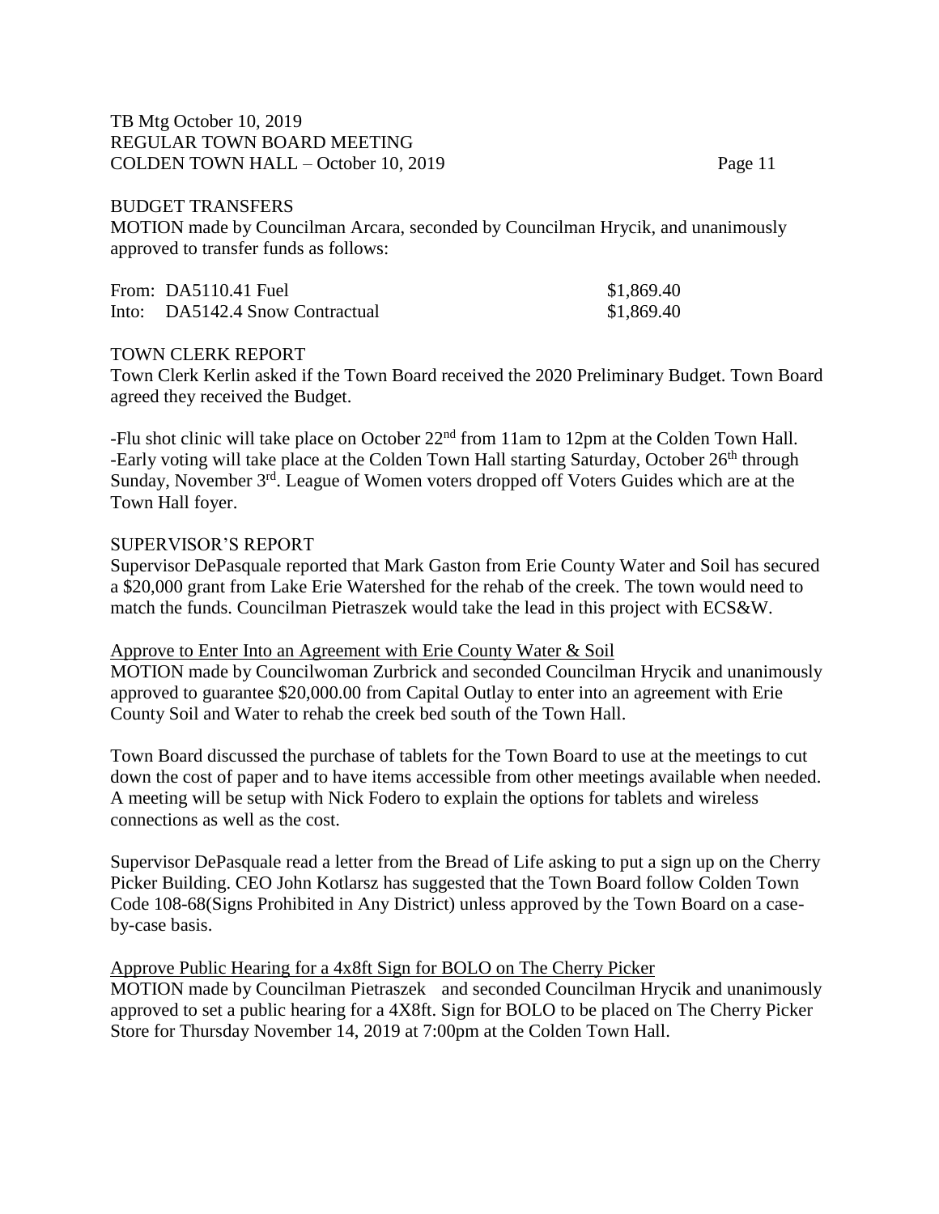TB Mtg October 10, 2019
REGULAR TOWN BOARD MEETING
COLDEN TOWN HALL – October 10, 2019

## BUDGET TRANSFERS

MOTION made by Councilman Arcara, seconded by Councilman Hrycik, and unanimously approved to transfer funds as follows:

| | | |
|---|---|---|
| From: | DA5110.41 Fuel | $1,869.40 |
| Into: | DA5142.4 Snow Contractual | $1,869.40 |

## TOWN CLERK REPORT

Town Clerk Kerlin asked if the Town Board received the 2020 Preliminary Budget. Town Board agreed they received the Budget.

-Flu shot clinic will take place on October 22nd from 11am to 12pm at the Colden Town Hall.
-Early voting will take place at the Colden Town Hall starting Saturday, October 26th through Sunday, November 3rd. League of Women voters dropped off Voters Guides which are at the Town Hall foyer.

## SUPERVISOR'S REPORT

Supervisor DePasquale reported that Mark Gaston from Erie County Water and Soil has secured a $20,000 grant from Lake Erie Watershed for the rehab of the creek. The town would need to match the funds. Councilman Pietraszek would take the lead in this project with ECS&W.

Approve to Enter Into an Agreement with Erie County Water & Soil

MOTION made by Councilwoman Zurbrick and seconded Councilman Hrycik and unanimously approved to guarantee $20,000.00 from Capital Outlay to enter into an agreement with Erie County Soil and Water to rehab the creek bed south of the Town Hall.

Town Board discussed the purchase of tablets for the Town Board to use at the meetings to cut down the cost of paper and to have items accessible from other meetings available when needed. A meeting will be setup with Nick Fodero to explain the options for tablets and wireless connections as well as the cost.

Supervisor DePasquale read a letter from the Bread of Life asking to put a sign up on the Cherry Picker Building. CEO John Kotlarsz has suggested that the Town Board follow Colden Town Code 108-68(Signs Prohibited in Any District) unless approved by the Town Board on a case-by-case basis.

Approve Public Hearing for a 4x8ft Sign for BOLO on The Cherry Picker

MOTION made by Councilman Pietraszek and seconded Councilman Hrycik and unanimously approved to set a public hearing for a 4X8ft. Sign for BOLO to be placed on The Cherry Picker Store for Thursday November 14, 2019 at 7:00pm at the Colden Town Hall.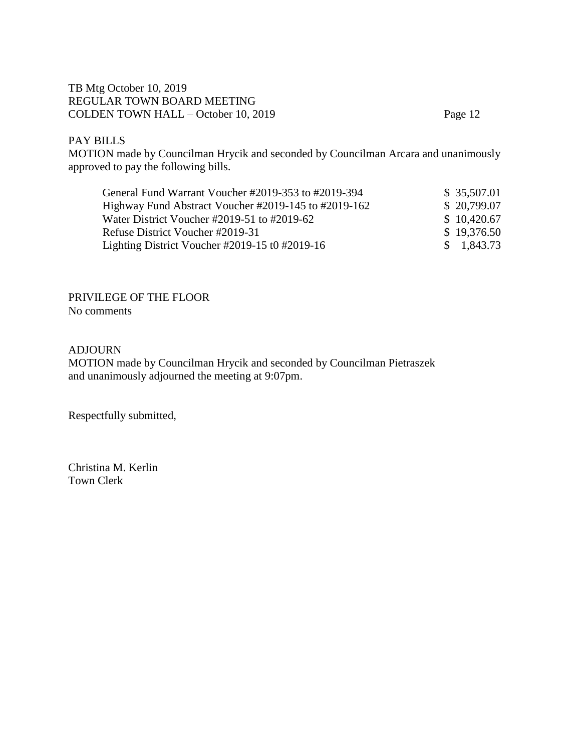## PAY BILLS

MOTION made by Councilman Hrycik and seconded by Councilman Arcara and unanimously approved to pay the following bills.

| | |
|---|---|
| General Fund Warrant Voucher #2019-353 to #2019-394 | $ 35,507.01 |
| Highway Fund Abstract Voucher #2019-145 to #2019-162 | $ 20,799.07 |
| Water District Voucher #2019-51 to #2019-62 | $ 10,420.67 |
| Refuse District Voucher #2019-31 | $ 19,376.50 |
| Lighting District Voucher #2019-15 t0 #2019-16 | $ 1,843.73 |

## PRIVILEGE OF THE FLOOR

No comments

## ADJOURN

MOTION made by Councilman Hrycik and seconded by Councilman Pietraszek and unanimously adjourned the meeting at 9:07pm.

Respectfully submitted,

Christina M. Kerlin
Town Clerk